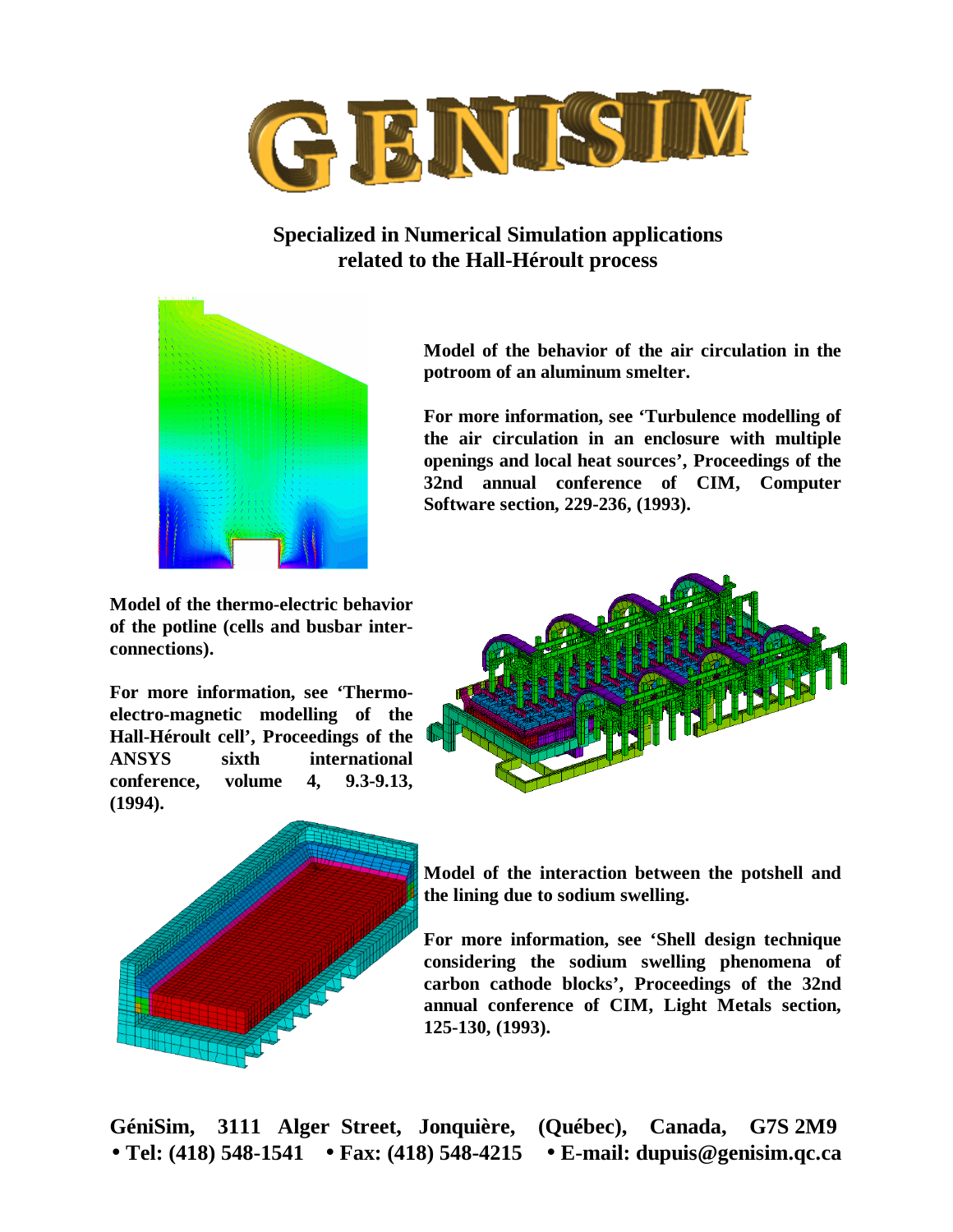# GENISIM

**Specialized in Numerical Simulation applications related to the Hall-Héroult process**

**Model of the behavior of the air circulation in the potroom of an aluminum smelter.**

**For more information, see 'Turbulence modelling of the air circulation in an enclosure with multiple openings and local heat sources', Proceedings of the 32nd annual conference of CIM, Computer Software section, 229-236, (1993).**

**Model of the thermo-electric behavior of the potline (cells and busbar interconnections).**

**For more information, see 'Thermo-electro-magnetic modelling of the Hall-Héroult cell', Proceedings of the ANSYS sixth international conference, volume 4, 9.3-9.13, (1994).**

**Model of the interaction between the potshell and the lining due to sodium swelling.**

**For more information, see 'Shell design technique considering the sodium swelling phenomena of carbon cathode blocks', Proceedings of the 32nd annual conference of CIM, Light Metals section, 125-130, (1993).**

**GéniSim, 3111 Alger Street, Jonquière, (Québec), Canada, G7S 2M9**
**• Tel: (418) 548-1541 • Fax: (418) 548-4215 • E-mail: dupuis@genisim.qc.ca**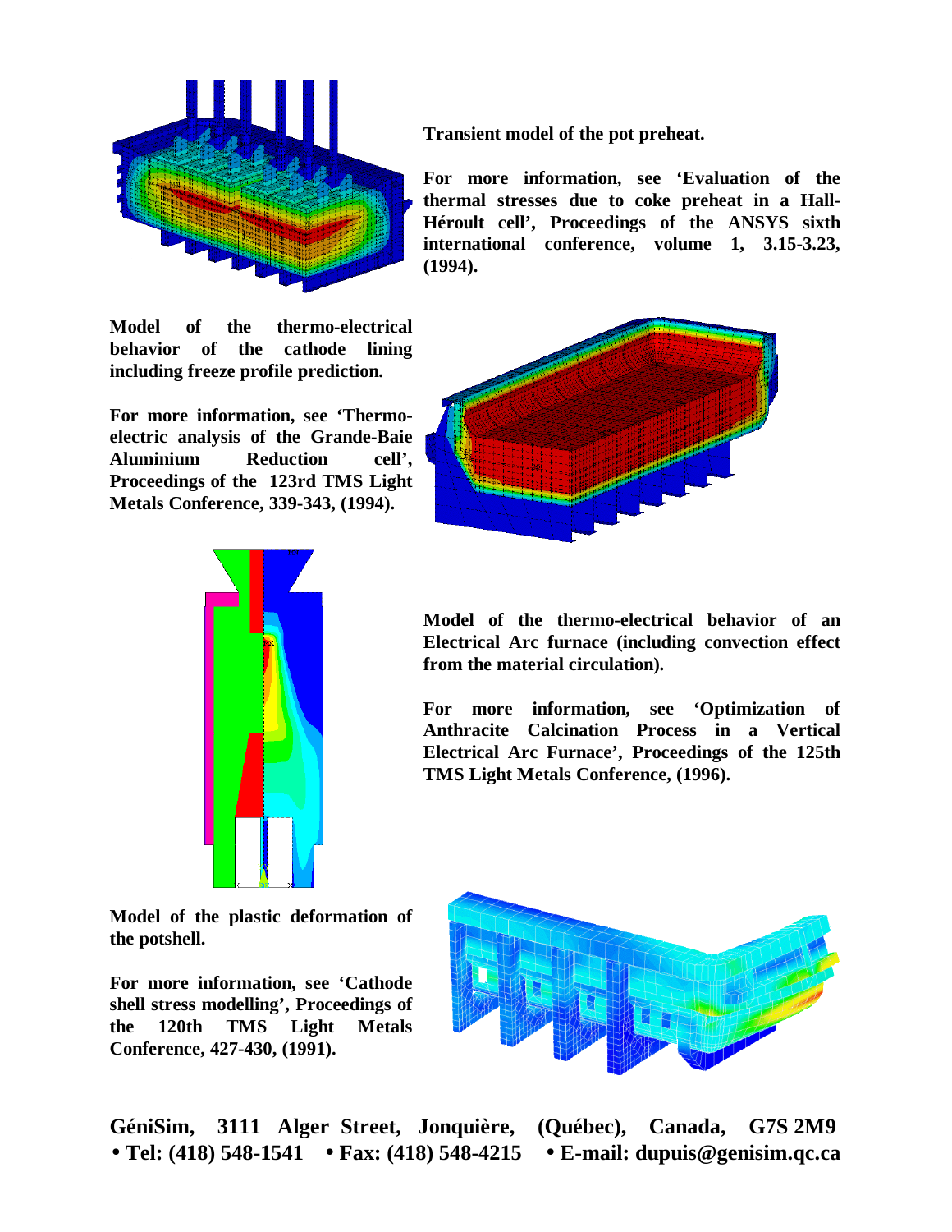**Transient model of the pot preheat.**

**For more information, see 'Evaluation of the thermal stresses due to coke preheat in a Hall-Héroult cell', Proceedings of the ANSYS sixth international conference, volume 1, 3.15-3.23, (1994).**

**Model of the thermo-electrical behavior of the cathode lining including freeze profile prediction.**

**For more information, see 'Thermo-electric analysis of the Grande-Baie Aluminium Reduction cell', Proceedings of the 123rd TMS Light Metals Conference, 339-343, (1994).**

**Model of the thermo-electrical behavior of an Electrical Arc furnace (including convection effect from the material circulation).**

**For more information, see 'Optimization of Anthracite Calcination Process in a Vertical Electrical Arc Furnace', Proceedings of the 125th TMS Light Metals Conference, (1996).**

**Model of the plastic deformation of the potshell.**

**For more information, see 'Cathode shell stress modelling', Proceedings of the 120th TMS Light Metals Conference, 427-430, (1991).**

**GéniSim, 3111 Alger Street, Jonquière, (Québec), Canada, G7S 2M9**
**• Tel: (418) 548-1541 • Fax: (418) 548-4215 • E-mail: dupuis@genisim.qc.ca**